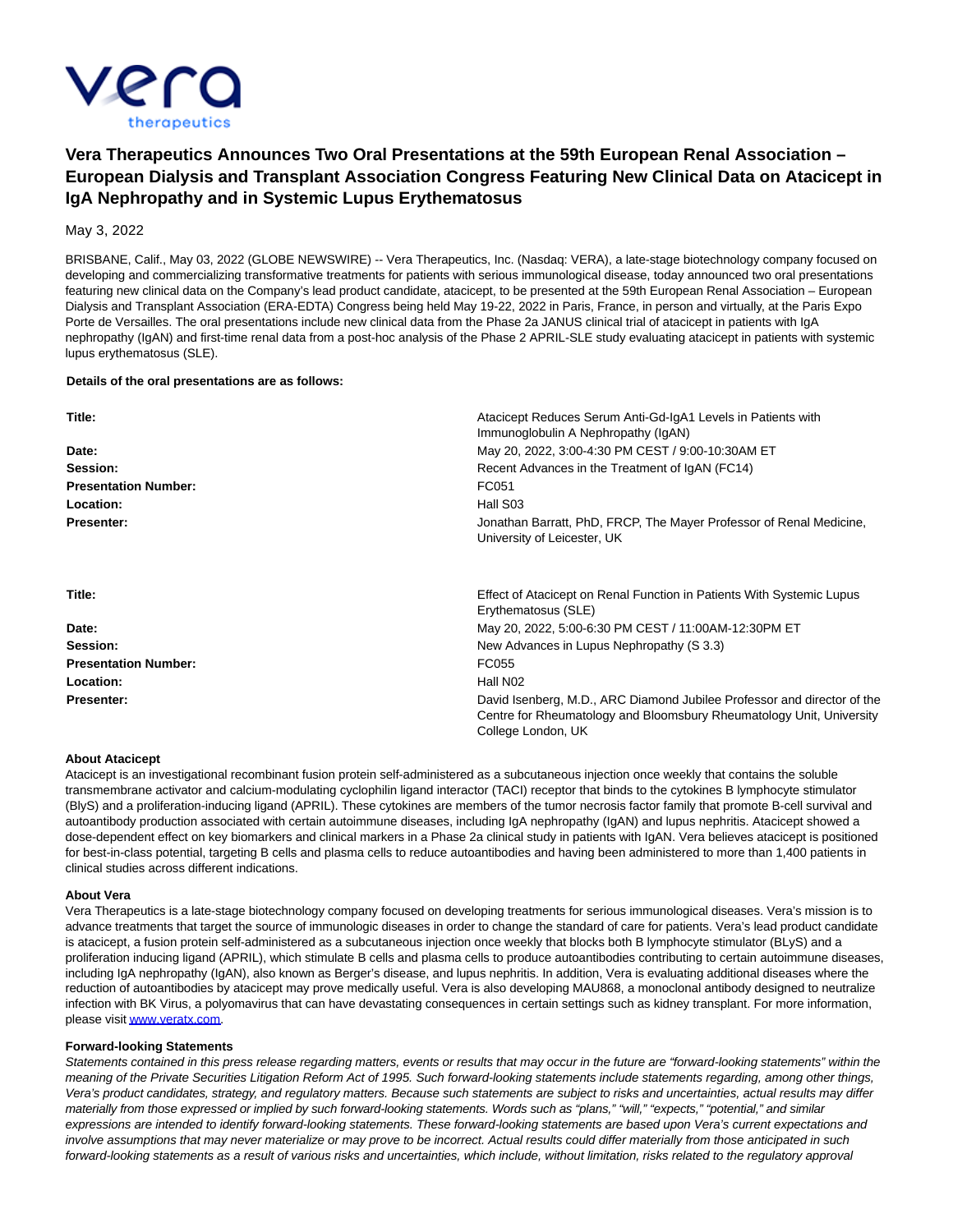# Vera Therapeutics Announces Two Oral Presentations at the 59th European Renal Association – European Dialysis and Transplant Association Congress Featuring New Clinical Data on Atacicept in IgA Nephropathy and in Systemic Lupus Erythematosus

May 3, 2022

BRISBANE, Calif., May 03, 2022 (GLOBE NEWSWIRE) -- Vera Therapeutics, Inc. (Nasdaq: VERA), a late-stage biotechnology company focused on developing and commercializing transformative treatments for patients with serious immunological disease, today announced two oral presentations featuring new clinical data on the Company's lead product candidate, atacicept, to be presented at the 59th European Renal Association – European Dialysis and Transplant Association (ERA-EDTA) Congress being held May 19-22, 2022 in Paris, France, in person and virtually, at the Paris Expo Porte de Versailles. The oral presentations include new clinical data from the Phase 2a JANUS clinical trial of atacicept in patients with IgA nephropathy (IgAN) and first-time renal data from a post-hoc analysis of the Phase 2 APRIL-SLE study evaluating atacicept in patients with systemic lupus erythematosus (SLE).

**Details of the oral presentations are as follows:**

| | |
|---|---|
| **Title:** | Atacicept Reduces Serum Anti-Gd-IgA1 Levels in Patients with Immunoglobulin A Nephropathy (IgAN) |
| **Date:** | May 20, 2022, 3:00-4:30 PM CEST / 9:00-10:30AM ET |
| **Session:** | Recent Advances in the Treatment of IgAN (FC14) |
| **Presentation Number:** | FC051 |
| **Location:** | Hall S03 |
| **Presenter:** | Jonathan Barratt, PhD, FRCP, The Mayer Professor of Renal Medicine, University of Leicester, UK |

| | |
|---|---|
| **Title:** | Effect of Atacicept on Renal Function in Patients With Systemic Lupus Erythematosus (SLE) |
| **Date:** | May 20, 2022, 5:00-6:30 PM CEST / 11:00AM-12:30PM ET |
| **Session:** | New Advances in Lupus Nephropathy (S 3.3) |
| **Presentation Number:** | FC055 |
| **Location:** | Hall N02 |
| **Presenter:** | David Isenberg, M.D., ARC Diamond Jubilee Professor and director of the Centre for Rheumatology and Bloomsbury Rheumatology Unit, University College London, UK |

**About Atacicept**

Atacicept is an investigational recombinant fusion protein self-administered as a subcutaneous injection once weekly that contains the soluble transmembrane activator and calcium-modulating cyclophilin ligand interactor (TACI) receptor that binds to the cytokines B lymphocyte stimulator (BlyS) and a proliferation-inducing ligand (APRIL). These cytokines are members of the tumor necrosis factor family that promote B-cell survival and autoantibody production associated with certain autoimmune diseases, including IgA nephropathy (IgAN) and lupus nephritis. Atacicept showed a dose-dependent effect on key biomarkers and clinical markers in a Phase 2a clinical study in patients with IgAN. Vera believes atacicept is positioned for best-in-class potential, targeting B cells and plasma cells to reduce autoantibodies and having been administered to more than 1,400 patients in clinical studies across different indications.

**About Vera**

Vera Therapeutics is a late-stage biotechnology company focused on developing treatments for serious immunological diseases. Vera's mission is to advance treatments that target the source of immunologic diseases in order to change the standard of care for patients. Vera's lead product candidate is atacicept, a fusion protein self-administered as a subcutaneous injection once weekly that blocks both B lymphocyte stimulator (BLyS) and a proliferation inducing ligand (APRIL), which stimulate B cells and plasma cells to produce autoantibodies contributing to certain autoimmune diseases, including IgA nephropathy (IgAN), also known as Berger's disease, and lupus nephritis. In addition, Vera is evaluating additional diseases where the reduction of autoantibodies by atacicept may prove medically useful. Vera is also developing MAU868, a monoclonal antibody designed to neutralize infection with BK Virus, a polyomavirus that can have devastating consequences in certain settings such as kidney transplant. For more information, please visit www.veratx.com.

**Forward-looking Statements**

*Statements contained in this press release regarding matters, events or results that may occur in the future are "forward-looking statements" within the meaning of the Private Securities Litigation Reform Act of 1995. Such forward-looking statements include statements regarding, among other things, Vera's product candidates, strategy, and regulatory matters. Because such statements are subject to risks and uncertainties, actual results may differ materially from those expressed or implied by such forward-looking statements. Words such as "plans," "will," "expects," "potential," and similar expressions are intended to identify forward-looking statements. These forward-looking statements are based upon Vera's current expectations and involve assumptions that may never materialize or may prove to be incorrect. Actual results could differ materially from those anticipated in such forward-looking statements as a result of various risks and uncertainties, which include, without limitation, risks related to the regulatory approval*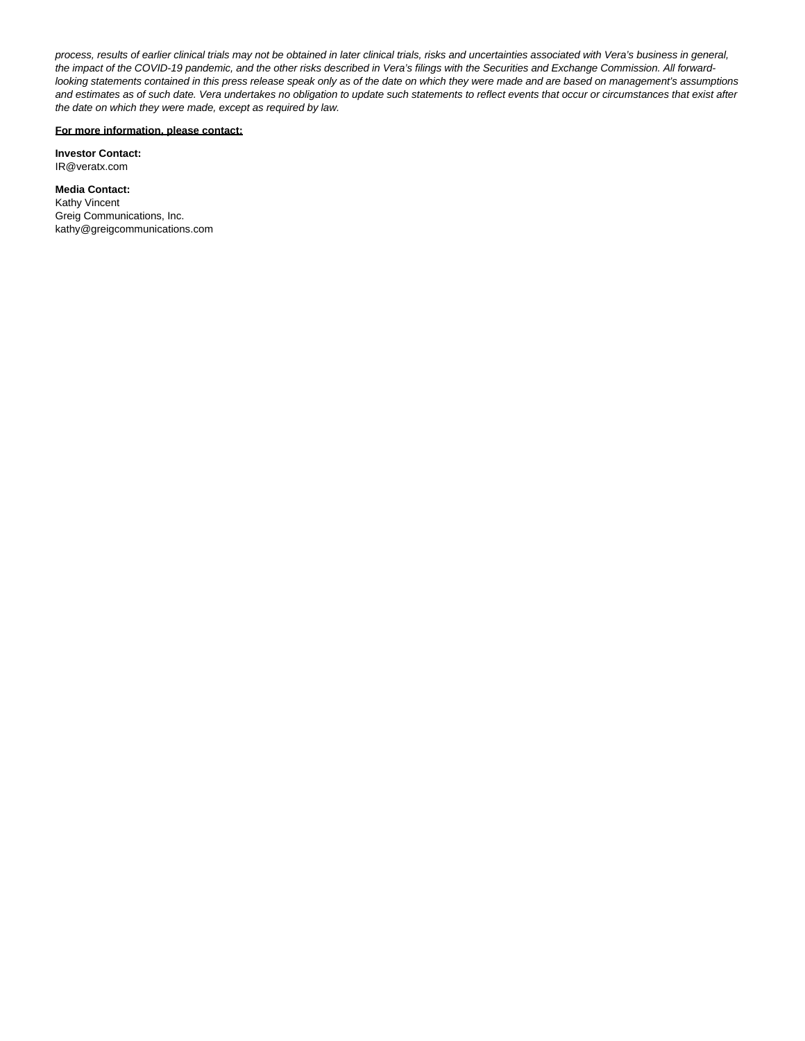*process, results of earlier clinical trials may not be obtained in later clinical trials, risks and uncertainties associated with Vera's business in general, the impact of the COVID-19 pandemic, and the other risks described in Vera's filings with the Securities and Exchange Commission. All forward-looking statements contained in this press release speak only as of the date on which they were made and are based on management's assumptions and estimates as of such date. Vera undertakes no obligation to update such statements to reflect events that occur or circumstances that exist after the date on which they were made, except as required by law.*

**For more information, please contact:**

**Investor Contact:**
IR@veratx.com

**Media Contact:**
Kathy Vincent
Greig Communications, Inc.
kathy@greigcommunications.com